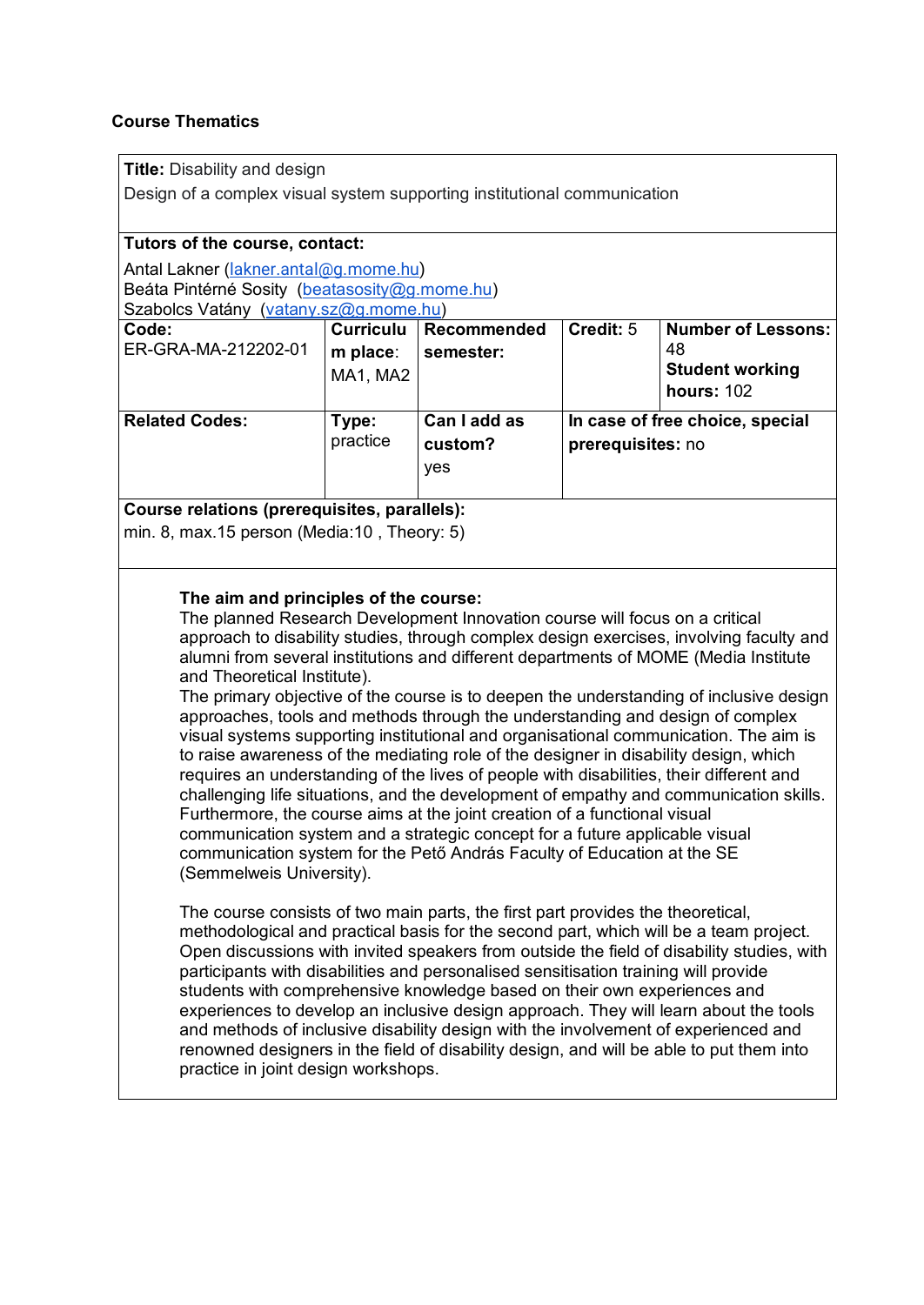## Course Thematics

**Title:** Disability and design

Design of a complex visual system supporting institutional communication

**Tutors of the course, contact:**

Antal Lakner (lakner.antal@g.mome.hu)
Beáta Pintérné Sosity (beatasosity@g.mome.hu)
Szabolcs Vatány (vatany.sz@g.mome.hu)

| **Code:** ER-GRA-MA-212202-01 | **Curriculum place**: MA1, MA2 | **Recommended semester:** | **Credit:** 5 | **Number of Lessons:** 48 **Student working hours:** 102 |
|---|---|---|---|---|
| **Related Codes:** | **Type:** practice | **Can I add as custom?** yes | **In case of free choice, special prerequisites:** no | |

**Course relations (prerequisites, parallels):**
min. 8, max.15 person (Media:10 , Theory: 5)

**The aim and principles of the course:**

The planned Research Development Innovation course will focus on a critical approach to disability studies, through complex design exercises, involving faculty and alumni from several institutions and different departments of MOME (Media Institute and Theoretical Institute).

The primary objective of the course is to deepen the understanding of inclusive design approaches, tools and methods through the understanding and design of complex visual systems supporting institutional and organisational communication. The aim is to raise awareness of the mediating role of the designer in disability design, which requires an understanding of the lives of people with disabilities, their different and challenging life situations, and the development of empathy and communication skills. Furthermore, the course aims at the joint creation of a functional visual communication system and a strategic concept for a future applicable visual communication system for the Pető András Faculty of Education at the SE (Semmelweis University).

The course consists of two main parts, the first part provides the theoretical, methodological and practical basis for the second part, which will be a team project. Open discussions with invited speakers from outside the field of disability studies, with participants with disabilities and personalised sensitisation training will provide students with comprehensive knowledge based on their own experiences and experiences to develop an inclusive design approach. They will learn about the tools and methods of inclusive disability design with the involvement of experienced and renowned designers in the field of disability design, and will be able to put them into practice in joint design workshops.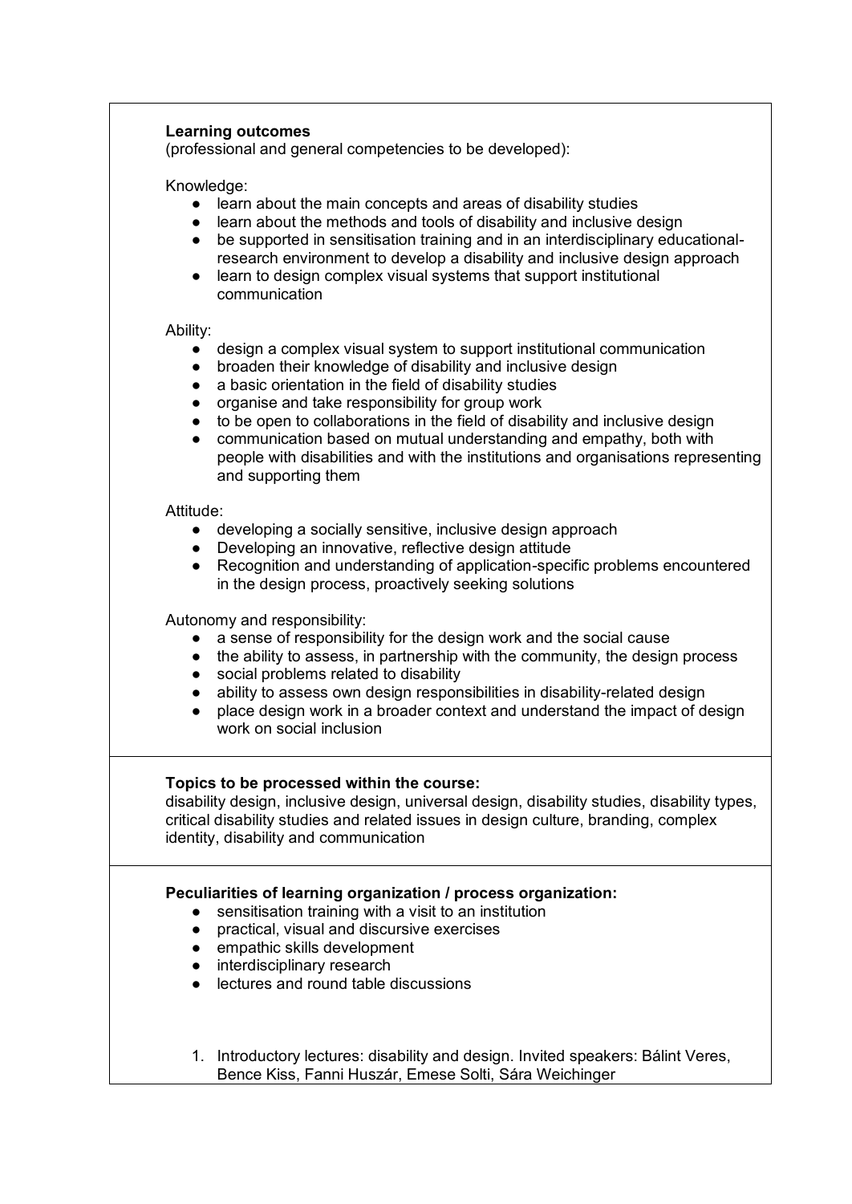**Learning outcomes**
(professional and general competencies to be developed):

Knowledge:

- learn about the main concepts and areas of disability studies
- learn about the methods and tools of disability and inclusive design
- be supported in sensitisation training and in an interdisciplinary educational-research environment to develop a disability and inclusive design approach
- learn to design complex visual systems that support institutional communication

Ability:

- design a complex visual system to support institutional communication
- broaden their knowledge of disability and inclusive design
- a basic orientation in the field of disability studies
- organise and take responsibility for group work
- to be open to collaborations in the field of disability and inclusive design
- communication based on mutual understanding and empathy, both with people with disabilities and with the institutions and organisations representing and supporting them

Attitude:

- developing a socially sensitive, inclusive design approach
- Developing an innovative, reflective design attitude
- Recognition and understanding of application-specific problems encountered in the design process, proactively seeking solutions

Autonomy and responsibility:

- a sense of responsibility for the design work and the social cause
- the ability to assess, in partnership with the community, the design process
- social problems related to disability
- ability to assess own design responsibilities in disability-related design
- place design work in a broader context and understand the impact of design work on social inclusion

**Topics to be processed within the course:**
disability design, inclusive design, universal design, disability studies, disability types, critical disability studies and related issues in design culture, branding, complex identity, disability and communication

**Peculiarities of learning organization / process organization:**

- sensitisation training with a visit to an institution
- practical, visual and discursive exercises
- empathic skills development
- interdisciplinary research
- lectures and round table discussions

1. Introductory lectures: disability and design. Invited speakers: Bálint Veres, Bence Kiss, Fanni Huszár, Emese Solti, Sára Weichinger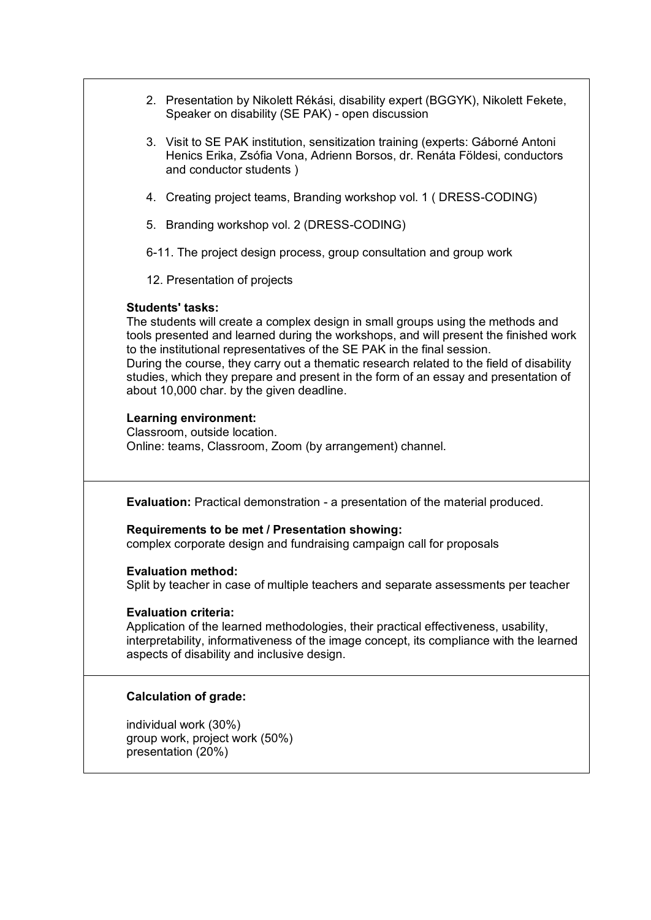2. Presentation by Nikolett Rékási, disability expert (BGGYK), Nikolett Fekete, Speaker on disability (SE PAK) - open discussion

3. Visit to SE PAK institution, sensitization training (experts: Gáborné Antoni Henics Erika, Zsófia Vona, Adrienn Borsos, dr. Renáta Földesi, conductors and conductor students )

4. Creating project teams, Branding workshop vol. 1 ( DRESS-CODING)

5. Branding workshop vol. 2 (DRESS-CODING)

6-11. The project design process, group consultation and group work

12. Presentation of projects

**Students' tasks:**
The students will create a complex design in small groups using the methods and tools presented and learned during the workshops, and will present the finished work to the institutional representatives of the SE PAK in the final session.
During the course, they carry out a thematic research related to the field of disability studies, which they prepare and present in the form of an essay and presentation of about 10,000 char. by the given deadline.

**Learning environment:**
Classroom, outside location.
Online: teams, Classroom, Zoom (by arrangement) channel.

**Evaluation:** Practical demonstration - a presentation of the material produced.

**Requirements to be met / Presentation showing:**
complex corporate design and fundraising campaign call for proposals

**Evaluation method:**
Split by teacher in case of multiple teachers and separate assessments per teacher

**Evaluation criteria:**
Application of the learned methodologies, their practical effectiveness, usability, interpretability, informativeness of the image concept, its compliance with the learned aspects of disability and inclusive design.

**Calculation of grade:**

individual work (30%)
group work, project work (50%)
presentation (20%)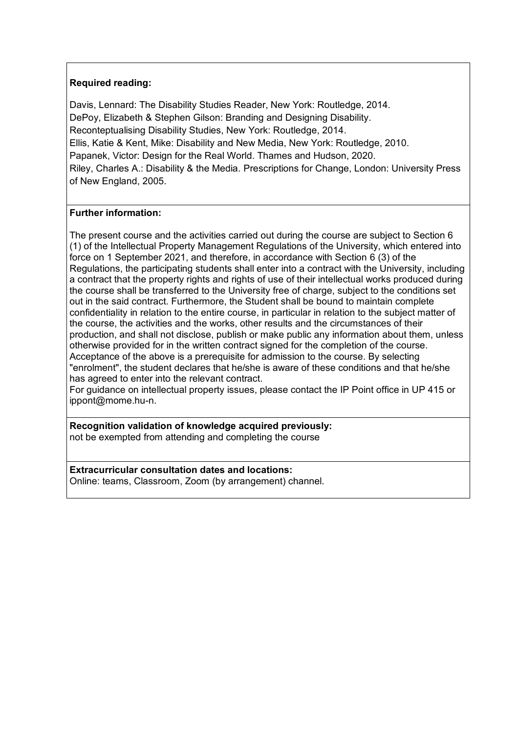**Required reading:**

Davis, Lennard: The Disability Studies Reader, New York: Routledge, 2014.
DePoy, Elizabeth & Stephen Gilson: Branding and Designing Disability.
Reconteptualising Disability Studies, New York: Routledge, 2014.
Ellis, Katie & Kent, Mike: Disability and New Media, New York: Routledge, 2010.
Papanek, Victor: Design for the Real World. Thames and Hudson, 2020.
Riley, Charles A.: Disability & the Media. Prescriptions for Change, London: University Press of New England, 2005.

**Further information:**

The present course and the activities carried out during the course are subject to Section 6 (1) of the Intellectual Property Management Regulations of the University, which entered into force on 1 September 2021, and therefore, in accordance with Section 6 (3) of the Regulations, the participating students shall enter into a contract with the University, including a contract that the property rights and rights of use of their intellectual works produced during the course shall be transferred to the University free of charge, subject to the conditions set out in the said contract. Furthermore, the Student shall be bound to maintain complete confidentiality in relation to the entire course, in particular in relation to the subject matter of the course, the activities and the works, other results and the circumstances of their production, and shall not disclose, publish or make public any information about them, unless otherwise provided for in the written contract signed for the completion of the course. Acceptance of the above is a prerequisite for admission to the course. By selecting "enrolment", the student declares that he/she is aware of these conditions and that he/she has agreed to enter into the relevant contract.
For guidance on intellectual property issues, please contact the IP Point office in UP 415 or ippont@mome.hu-n.

**Recognition validation of knowledge acquired previously:**
not be exempted from attending and completing the course

**Extracurricular consultation dates and locations:**
Online: teams, Classroom, Zoom (by arrangement) channel.